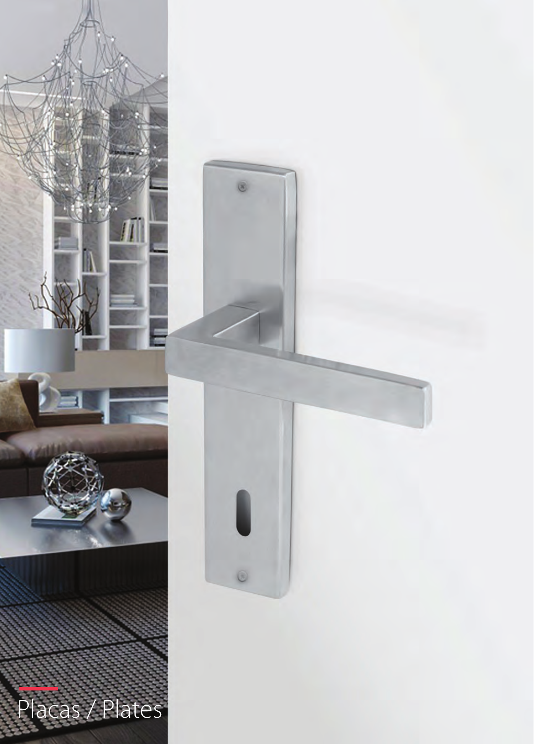# Placas / Plates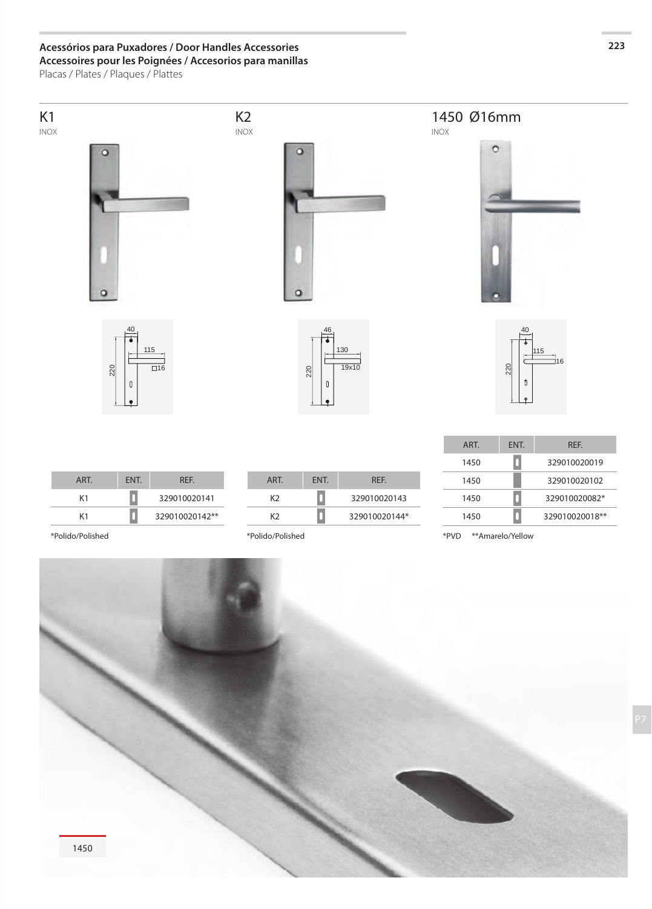**Acessórios para Puxadores / Door Handles Accessories**
**Accessoires pour les Poignées / Accesorios para manillas**
Placas / Plates / Plaques / Plattes

## K1

INOX

| ART. | ENT. | REF. |
|---|---|---|
| K1 | | 329010020141 |
| K1 | | 329010020142** |

*Polido/Polished

## K2

INOX

| ART. | ENT. | REF. |
|---|---|---|
| K2 | | 329010020143 |
| K2 | | 329010020144* |

*Polido/Polished

## 1450 Ø16mm

INOX

| ART. | ENT. | REF. |
|---|---|---|
| 1450 | | 329010020019 |
| 1450 | | 329010020102 |
| 1450 | | 329010020082* |
| 1450 | | 329010020018** |

*PVD **Amarelo/Yellow

1450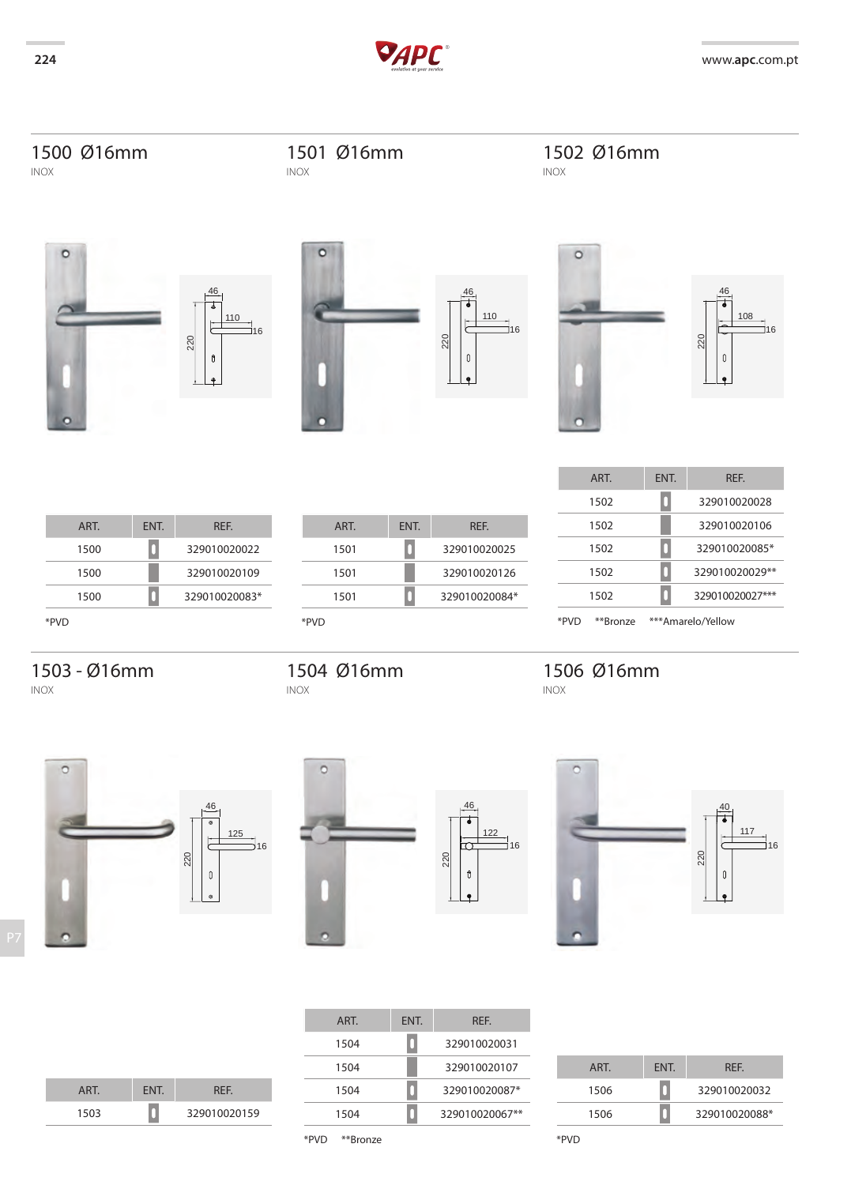## 1500 Ø16mm

INOX

| ART. | ENT. | REF. |
|---|---|---|
| 1500 | | 329010020022 |
| 1500 | | 329010020109 |
| 1500 | | 329010020083* |

*PVD

## 1501 Ø16mm

INOX

| ART. | ENT. | REF. |
|---|---|---|
| 1501 | | 329010020025 |
| 1501 | | 329010020126 |
| 1501 | | 329010020084* |

*PVD

## 1502 Ø16mm

INOX

| ART. | ENT. | REF. |
|---|---|---|
| 1502 | | 329010020028 |
| 1502 | | 329010020106 |
| 1502 | | 329010020085* |
| 1502 | | 329010020029** |
| 1502 | | 329010020027*** |

*PVD **Bronze ***Amarelo/Yellow

## 1503 - Ø16mm

INOX

| ART. | ENT. | REF. |
|---|---|---|
| 1503 | | 329010020159 |

## 1504 Ø16mm

INOX

| ART. | ENT. | REF. |
|---|---|---|
| 1504 | | 329010020031 |
| 1504 | | 329010020107 |
| 1504 | | 329010020087* |
| 1504 | | 329010020067** |

*PVD **Bronze

## 1506 Ø16mm

INOX

| ART. | ENT. | REF. |
|---|---|---|
| 1506 | | 329010020032 |
| 1506 | | 329010020088* |

*PVD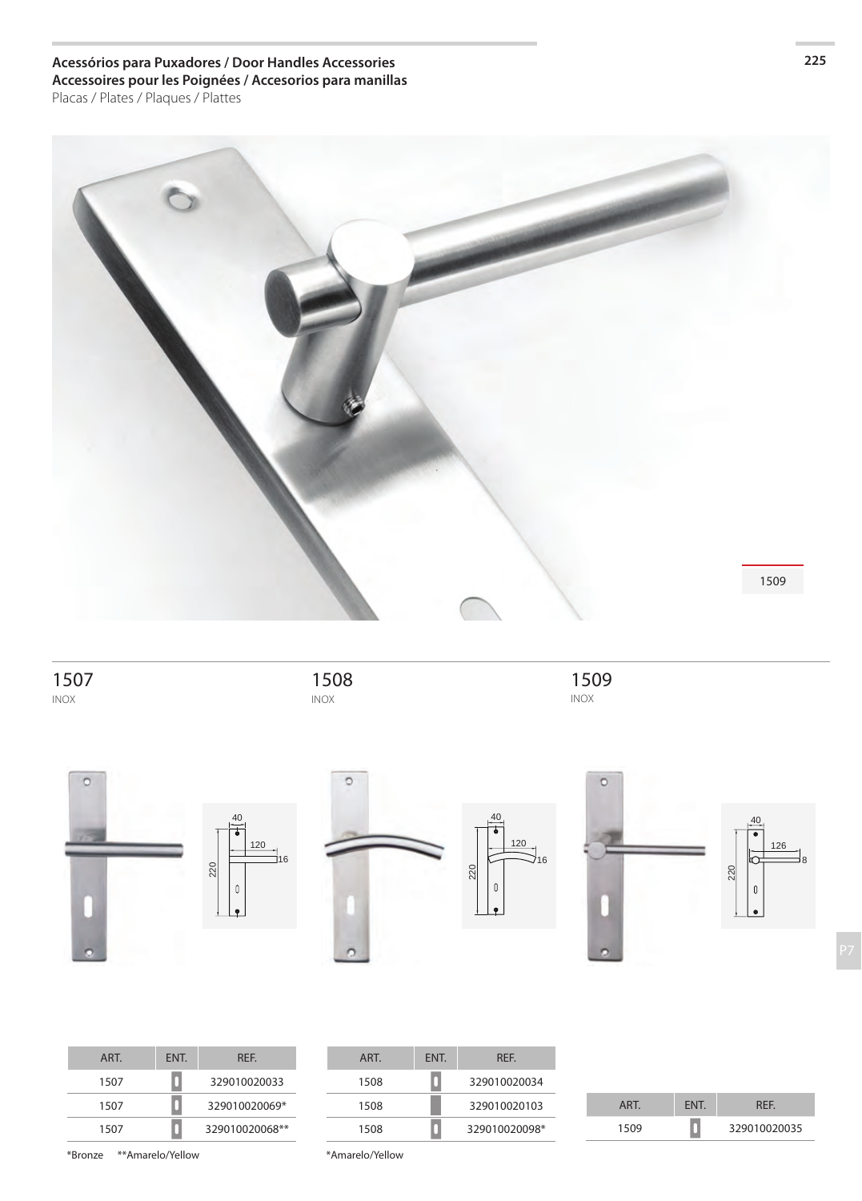**Acessórios para Puxadores / Door Handles Accessories**
**Accessoires pour les Poignées / Accesorios para manillas**
Placas / Plates / Plaques / Plattes

1509

## 1507
INOX

| ART. | ENT. | REF. |
|---|---|---|
| 1507 | | 329010020033 |
| 1507 | | 329010020069* |
| 1507 | | 329010020068** |

*Bronze **Amarelo/Yellow

## 1508
INOX

| ART. | ENT. | REF. |
|---|---|---|
| 1508 | | 329010020034 |
| 1508 | | 329010020103 |
| 1508 | | 329010020098* |

*Amarelo/Yellow

## 1509
INOX

| ART. | ENT. | REF. |
|---|---|---|
| 1509 | | 329010020035 |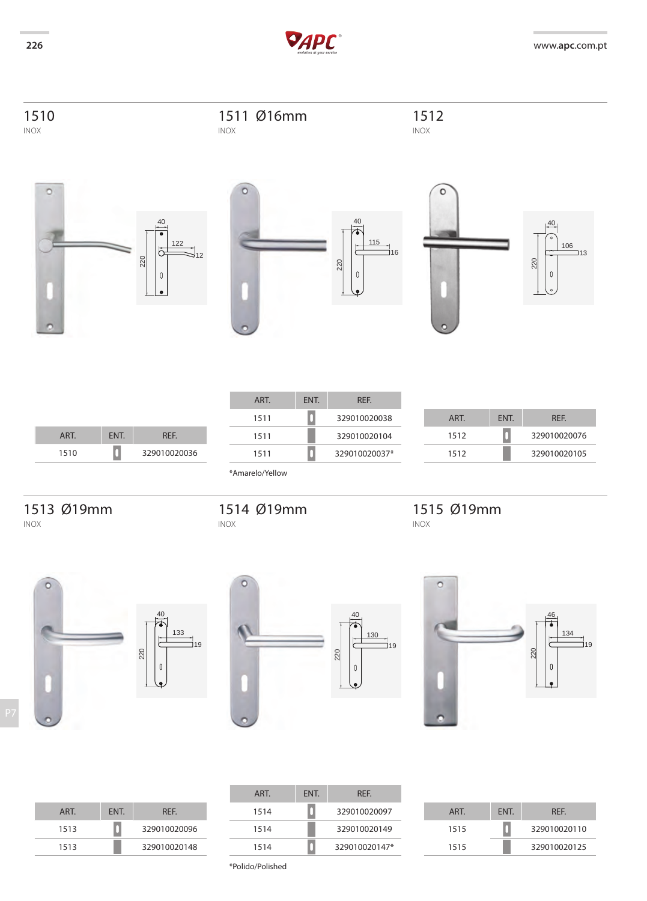## 1510

INOX

| ART. | ENT. | REF. |
|---|---|---|
| 1510 | | 329010020036 |

## 1511 Ø16mm

INOX

| ART. | ENT. | REF. |
|---|---|---|
| 1511 | | 329010020038 |
| 1511 | | 329010020104 |
| 1511 | | 329010020037* |

*Amarelo/Yellow

## 1512

INOX

| ART. | ENT. | REF. |
|---|---|---|
| 1512 | | 329010020076 |
| 1512 | | 329010020105 |

## 1513 Ø19mm

INOX

| ART. | ENT. | REF. |
|---|---|---|
| 1513 | | 329010020096 |
| 1513 | | 329010020148 |

## 1514 Ø19mm

INOX

| ART. | ENT. | REF. |
|---|---|---|
| 1514 | | 329010020097 |
| 1514 | | 329010020149 |
| 1514 | | 329010020147* |

*Polido/Polished

## 1515 Ø19mm

INOX

| ART. | ENT. | REF. |
|---|---|---|
| 1515 | | 329010020110 |
| 1515 | | 329010020125 |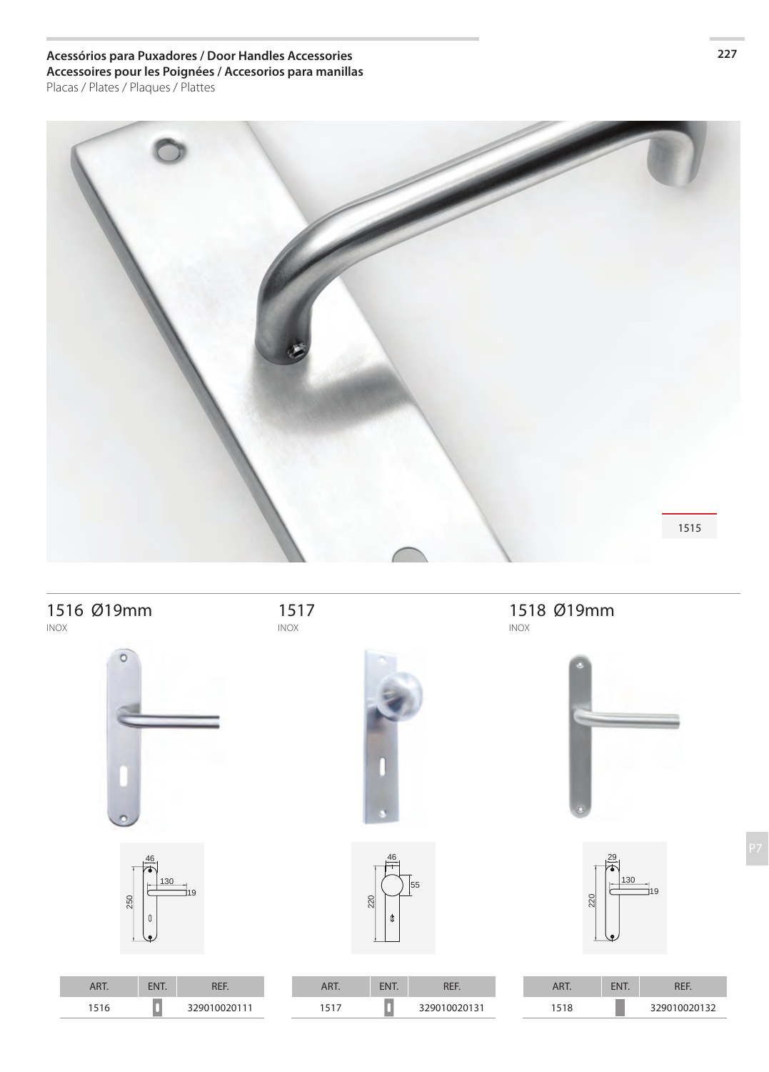**Acessórios para Puxadores / Door Handles Accessories**
**Accessoires pour les Poignées / Accesorios para manillas**
Placas / Plates / Plaques / Plattes

1515

## 1516 Ø19mm

INOX

| ART. | ENT. | REF. |
|---|---|---|
| 1516 | | 329010020111 |

## 1517

INOX

| ART. | ENT. | REF. |
|---|---|---|
| 1517 | | 329010020131 |

## 1518 Ø19mm

INOX

| ART. | ENT. | REF. |
|---|---|---|
| 1518 | | 329010020132 |

P7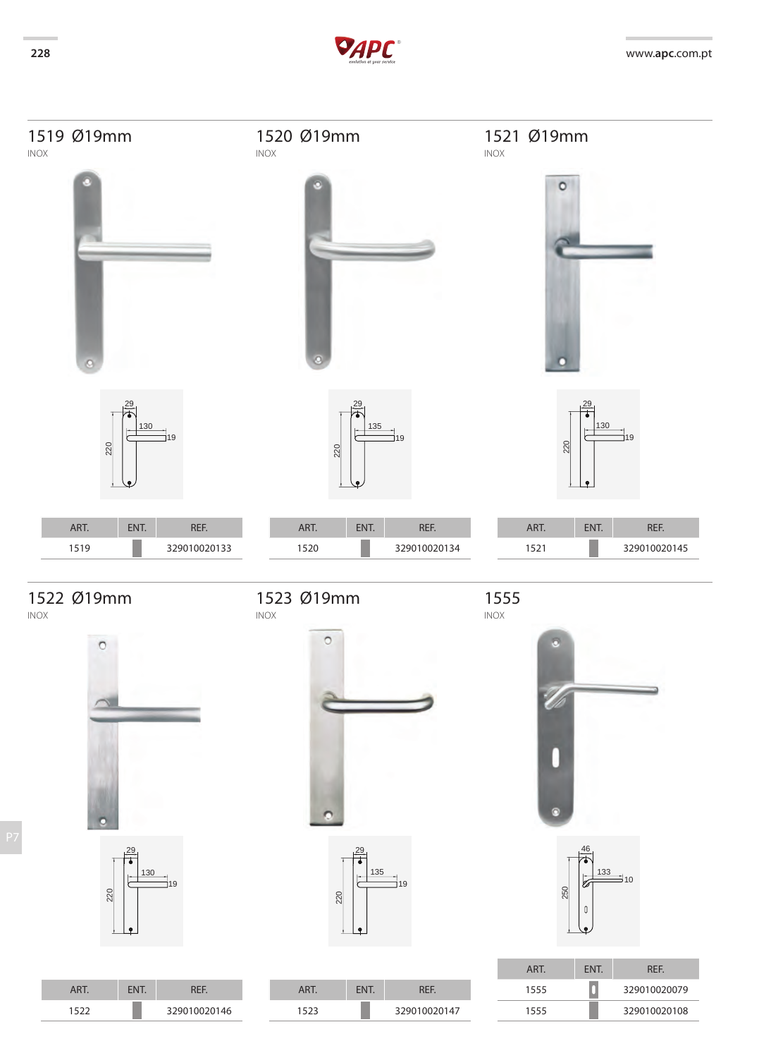## 1519 Ø19mm

INOX

| ART. | ENT. | REF. |
|---|---|---|
| 1519 | | 329010020133 |

## 1520 Ø19mm

INOX

| ART. | ENT. | REF. |
|---|---|---|
| 1520 | | 329010020134 |

## 1521 Ø19mm

INOX

| ART. | ENT. | REF. |
|---|---|---|
| 1521 | | 329010020145 |

## 1522 Ø19mm

INOX

| ART. | ENT. | REF. |
|---|---|---|
| 1522 | | 329010020146 |

## 1523 Ø19mm

INOX

| ART. | ENT. | REF. |
|---|---|---|
| 1523 | | 329010020147 |

## 1555

INOX

| ART. | ENT. | REF. |
|---|---|---|
| 1555 | | 329010020079 |
| 1555 | | 329010020108 |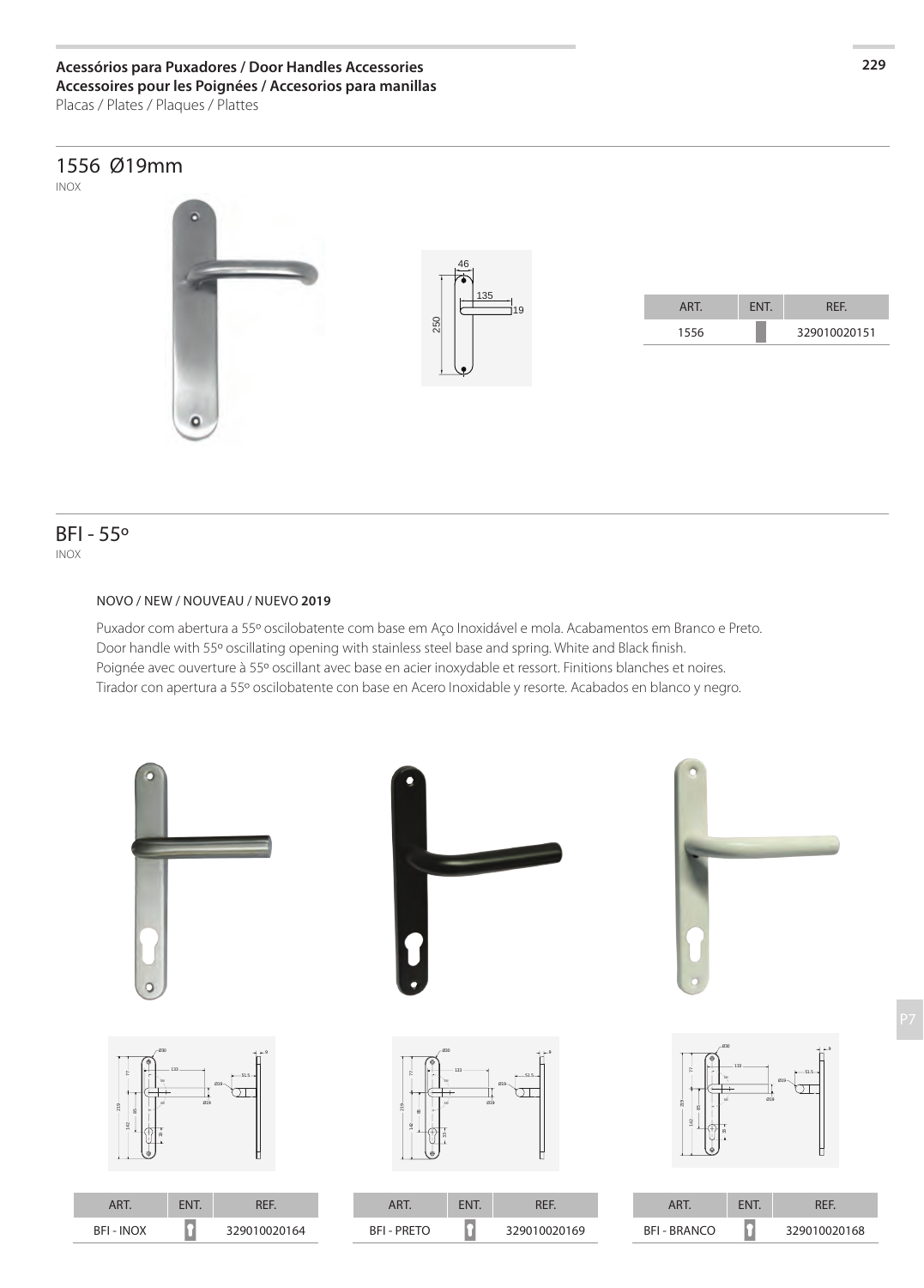**Acessórios para Puxadores / Door Handles Accessories**
**Accessoires pour les Poignées / Accesorios para manillas**
Placas / Plates / Plaques / Plattes

## 1556 Ø19mm

INOX

| ART. | ENT. | REF. |
|---|---|---|
| 1556 | | 329010020151 |

## BFI - 55º

INOX

NOVO / NEW / NOUVEAU / NUEVO **2019**

Puxador com abertura a 55º oscilobatente com base em Aço Inoxidável e mola. Acabamentos em Branco e Preto.
Door handle with 55º oscillating opening with stainless steel base and spring. White and Black finish.
Poignée avec ouverture à 55º oscillant avec base en acier inoxydable et ressort. Finitions blanches et noires.
Tirador con apertura a 55º oscilobatente con base en Acero Inoxidable y resorte. Acabados en blanco y negro.

| ART. | ENT. | REF. |
|---|---|---|
| BFI - INOX | | 329010020164 |

| ART. | ENT. | REF. |
|---|---|---|
| BFI - PRETO | | 329010020169 |

| ART. | ENT. | REF. |
|---|---|---|
| BFI - BRANCO | | 329010020168 |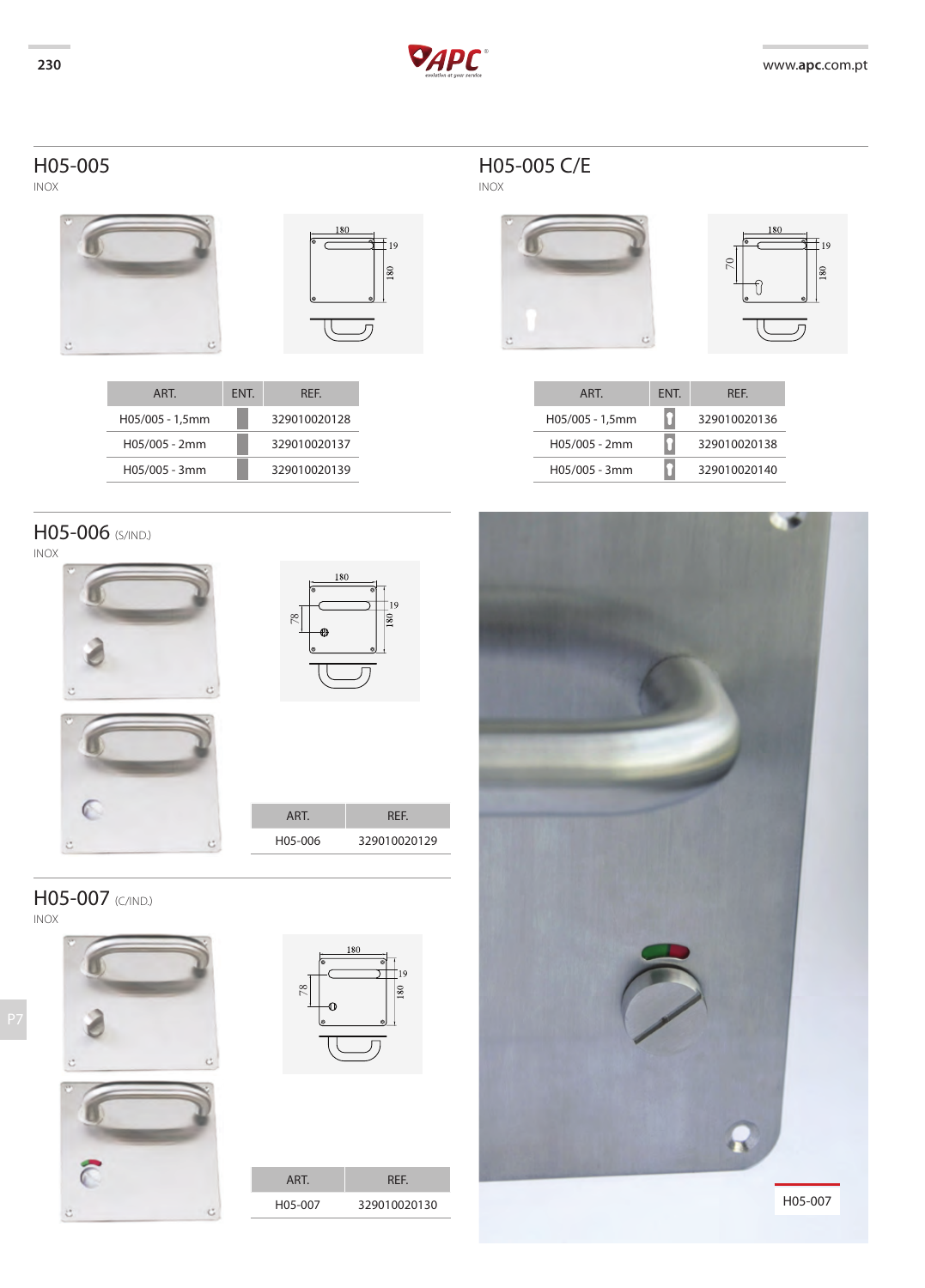## H05-005

INOX

| ART. | ENT. | REF. |
|---|---|---|
| H05/005 - 1,5mm | | 329010020128 |
| H05/005 - 2mm | | 329010020137 |
| H05/005 - 3mm | | 329010020139 |

## H05-005 C/E

INOX

| ART. | ENT. | REF. |
|---|---|---|
| H05/005 - 1,5mm | | 329010020136 |
| H05/005 - 2mm | | 329010020138 |
| H05/005 - 3mm | | 329010020140 |

## H05-006 (S/IND.)

INOX

| ART. | REF. |
|---|---|
| H05-006 | 329010020129 |

## H05-007 (C/IND.)

INOX

| ART. | REF. |
|---|---|
| H05-007 | 329010020130 |

H05-007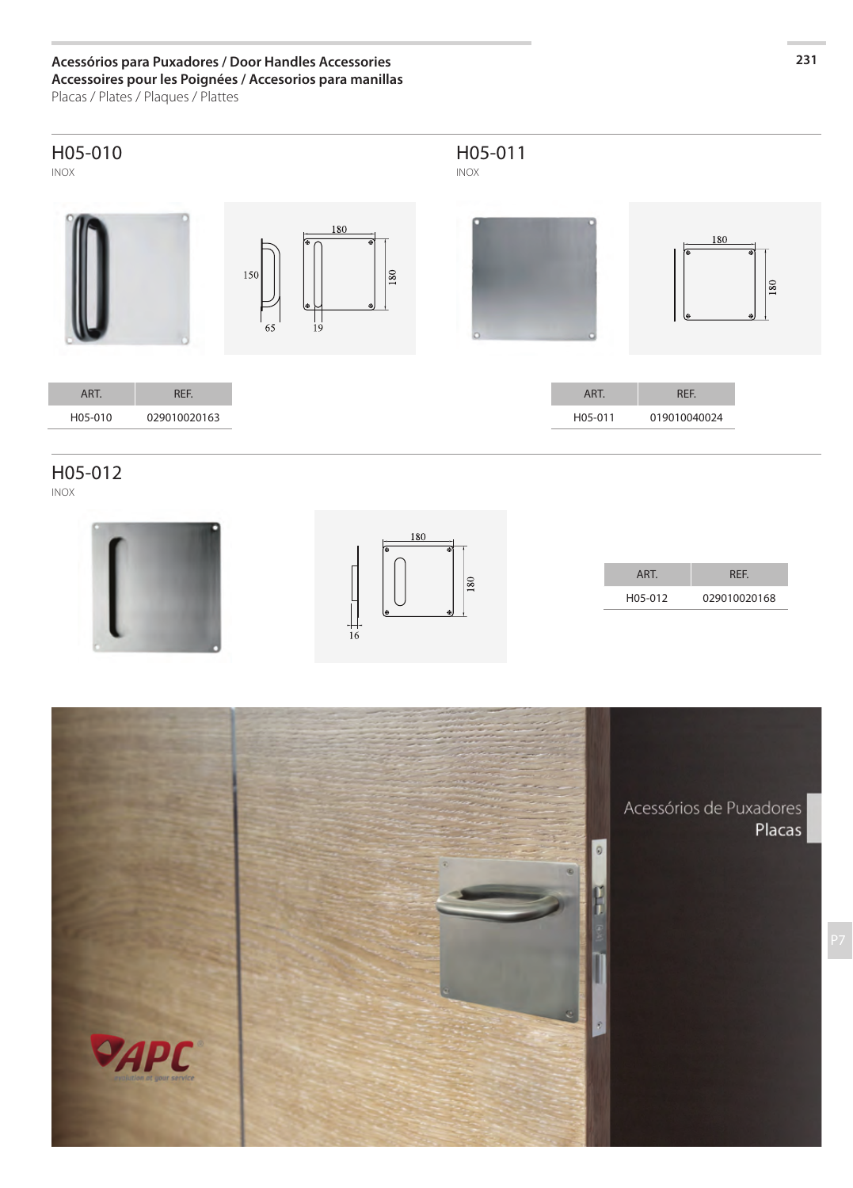**Acessórios para Puxadores / Door Handles Accessories**
**Accessoires pour les Poignées / Accesorios para manillas**
Placas / Plates / Plaques / Plattes

## H05-010

INOX

| ART. | REF. |
| --- | --- |
| H05-010 | 029010020163 |

## H05-011

INOX

| ART. | REF. |
| --- | --- |
| H05-011 | 019010040024 |

## H05-012

INOX

| ART. | REF. |
| --- | --- |
| H05-012 | 029010020168 |

Acessórios de Puxadores
Placas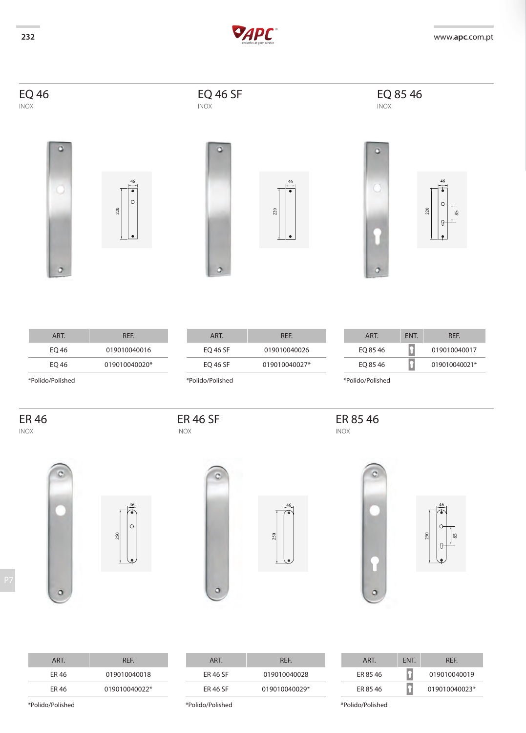## EQ 46

INOX

46

220

| ART. | REF. |
|---|---|
| EQ 46 | 019010040016 |
| EQ 46 | 019010040020* |

*Polido/Polished

## EQ 46 SF

INOX

46

220

| ART. | REF. |
|---|---|
| EQ 46 SF | 019010040026 |
| EQ 46 SF | 019010040027* |

*Polido/Polished

## EQ 85 46

INOX

46

220

85

| ART. | ENT. | REF. |
|---|---|---|
| EQ 85 46 | | 019010040017 |
| EQ 85 46 | | 019010040021* |

*Polido/Polished

## ER 46

INOX

46

250

| ART. | REF. |
|---|---|
| ER 46 | 019010040018 |
| ER 46 | 019010040022* |

*Polido/Polished

## ER 46 SF

INOX

46

250

| ART. | REF. |
|---|---|
| ER 46 SF | 019010040028 |
| ER 46 SF | 019010040029* |

*Polido/Polished

## ER 85 46

INOX

46

250

85

| ART. | ENT. | REF. |
|---|---|---|
| ER 85 46 | | 019010040019 |
| ER 85 46 | | 019010040023* |

*Polido/Polished